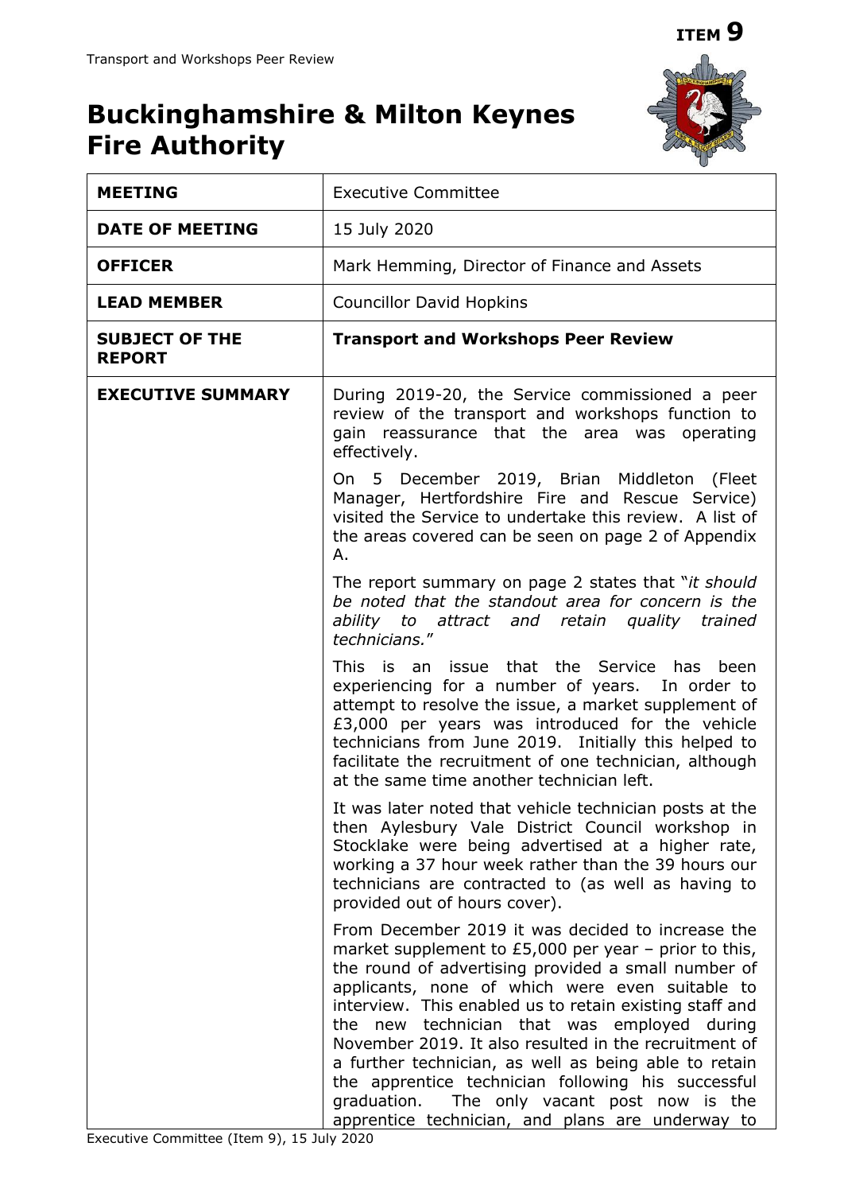ITEM 9

# Buckinghamshire & Milton Keynes Fire Authority

| **MEETING** | Executive Committee |
|---|---|
| **DATE OF MEETING** | 15 July 2020 |
| **OFFICER** | Mark Hemming, Director of Finance and Assets |
| **LEAD MEMBER** | Councillor David Hopkins |
| **SUBJECT OF THE REPORT** | **Transport and Workshops Peer Review** |
| **EXECUTIVE SUMMARY** | During 2019-20, the Service commissioned a peer review of the transport and workshops function to gain reassurance that the area was operating effectively.<br><br>On 5 December 2019, Brian Middleton (Fleet Manager, Hertfordshire Fire and Rescue Service) visited the Service to undertake this review. A list of the areas covered can be seen on page 2 of Appendix A.<br><br>The report summary on page 2 states that "*it should be noted that the standout area for concern is the ability to attract and retain quality trained technicians.*"<br><br>This is an issue that the Service has been experiencing for a number of years. In order to attempt to resolve the issue, a market supplement of £3,000 per years was introduced for the vehicle technicians from June 2019. Initially this helped to facilitate the recruitment of one technician, although at the same time another technician left.<br><br>It was later noted that vehicle technician posts at the then Aylesbury Vale District Council workshop in Stocklake were being advertised at a higher rate, working a 37 hour week rather than the 39 hours our technicians are contracted to (as well as having to provided out of hours cover).<br><br>From December 2019 it was decided to increase the market supplement to £5,000 per year – prior to this, the round of advertising provided a small number of applicants, none of which were even suitable to interview. This enabled us to retain existing staff and the new technician that was employed during November 2019. It also resulted in the recruitment of a further technician, as well as being able to retain the apprentice technician following his successful graduation. The only vacant post now is the apprentice technician, and plans are underway to |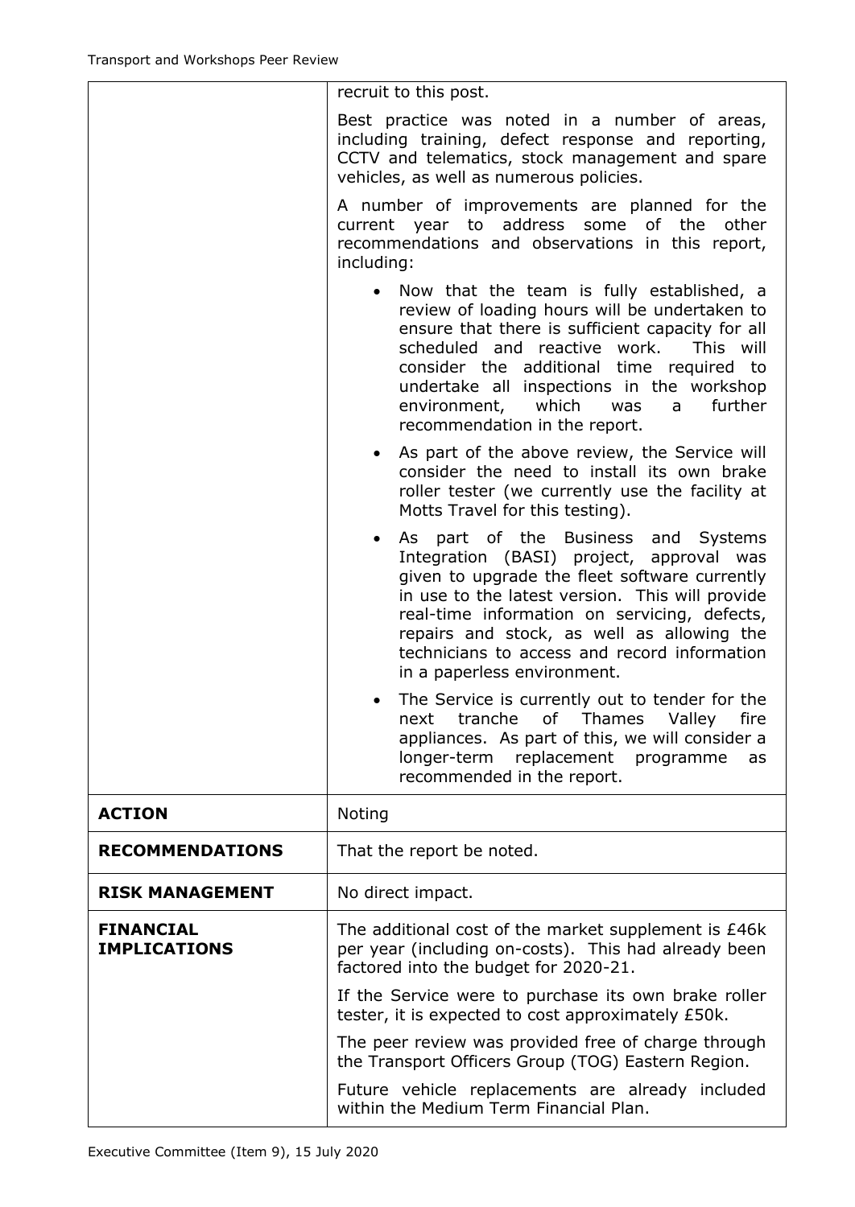| | |
|---|---|
| | recruit to this post.<br><br>Best practice was noted in a number of areas, including training, defect response and reporting, CCTV and telematics, stock management and spare vehicles, as well as numerous policies.<br><br>A number of improvements are planned for the current year to address some of the other recommendations and observations in this report, including:<br><br>• Now that the team is fully established, a review of loading hours will be undertaken to ensure that there is sufficient capacity for all scheduled and reactive work. This will consider the additional time required to undertake all inspections in the workshop environment, which was a further recommendation in the report.<br><br>• As part of the above review, the Service will consider the need to install its own brake roller tester (we currently use the facility at Motts Travel for this testing).<br><br>• As part of the Business and Systems Integration (BASI) project, approval was given to upgrade the fleet software currently in use to the latest version. This will provide real-time information on servicing, defects, repairs and stock, as well as allowing the technicians to access and record information in a paperless environment.<br><br>• The Service is currently out to tender for the next tranche of Thames Valley fire appliances. As part of this, we will consider a longer-term replacement programme as recommended in the report. |
| **ACTION** | Noting |
| **RECOMMENDATIONS** | That the report be noted. |
| **RISK MANAGEMENT** | No direct impact. |
| **FINANCIAL IMPLICATIONS** | The additional cost of the market supplement is £46k per year (including on-costs). This had already been factored into the budget for 2020-21.<br><br>If the Service were to purchase its own brake roller tester, it is expected to cost approximately £50k.<br><br>The peer review was provided free of charge through the Transport Officers Group (TOG) Eastern Region.<br><br>Future vehicle replacements are already included within the Medium Term Financial Plan. |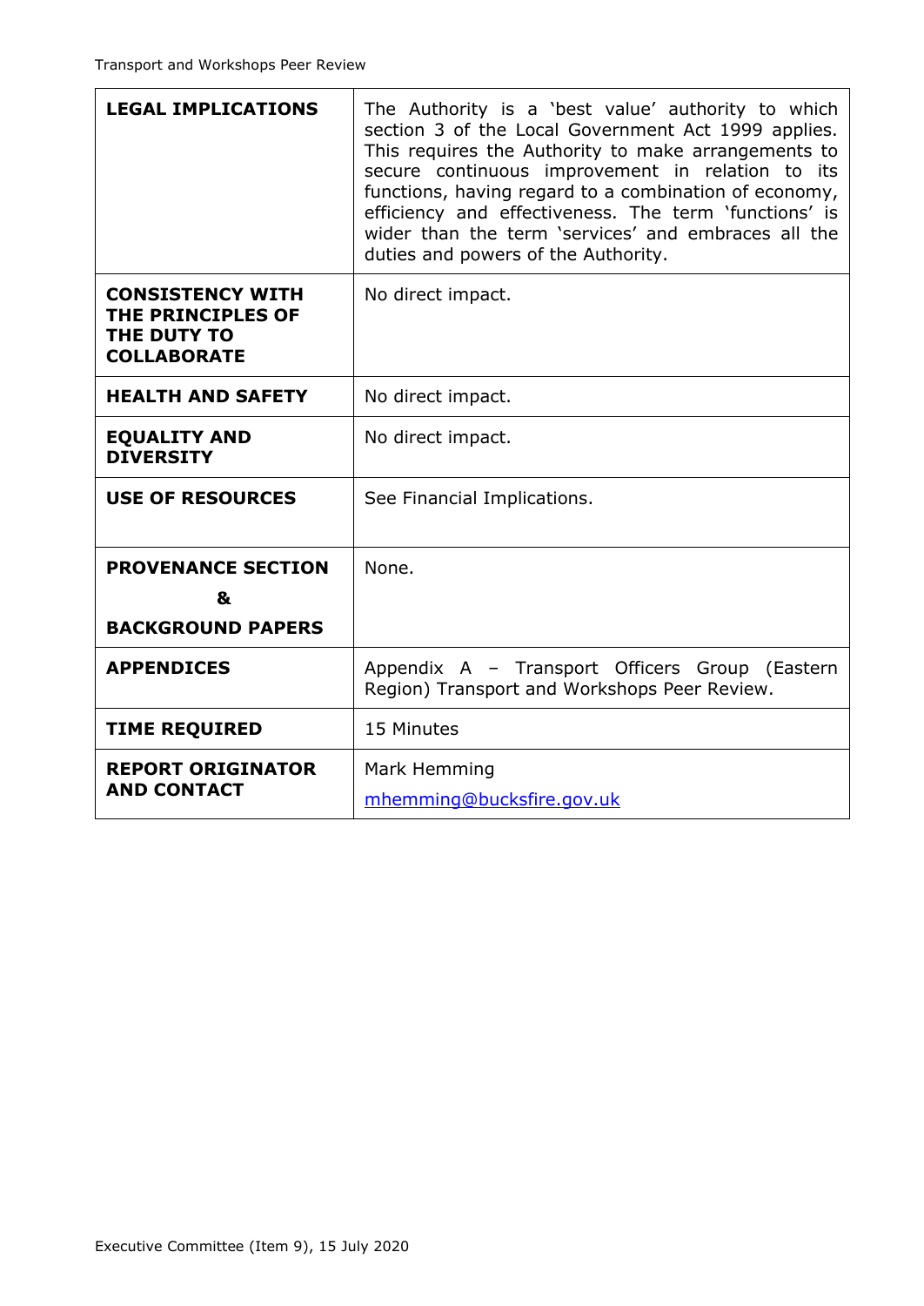| | |
|---|---|
| **LEGAL IMPLICATIONS** | The Authority is a 'best value' authority to which section 3 of the Local Government Act 1999 applies. This requires the Authority to make arrangements to secure continuous improvement in relation to its functions, having regard to a combination of economy, efficiency and effectiveness. The term 'functions' is wider than the term 'services' and embraces all the duties and powers of the Authority. |
| **CONSISTENCY WITH THE PRINCIPLES OF THE DUTY TO COLLABORATE** | No direct impact. |
| **HEALTH AND SAFETY** | No direct impact. |
| **EQUALITY AND DIVERSITY** | No direct impact. |
| **USE OF RESOURCES** | See Financial Implications. |
| **PROVENANCE SECTION & BACKGROUND PAPERS** | None. |
| **APPENDICES** | Appendix A – Transport Officers Group (Eastern Region) Transport and Workshops Peer Review. |
| **TIME REQUIRED** | 15 Minutes |
| **REPORT ORIGINATOR AND CONTACT** | Mark Hemming<br>mhemming@bucksfire.gov.uk |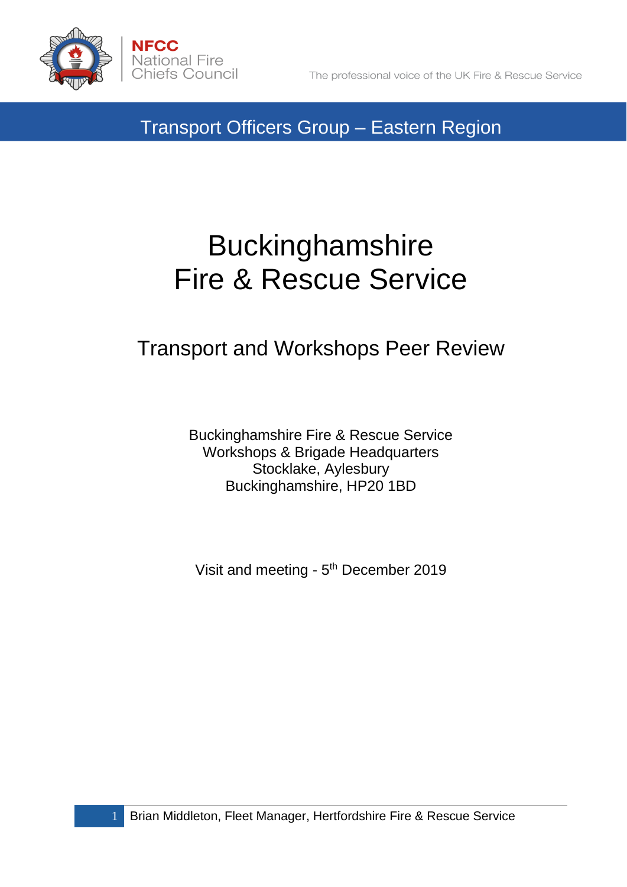NFCC
National Fire
Chiefs Council

The professional voice of the UK Fire & Rescue Service

Transport Officers Group – Eastern Region

# Buckinghamshire Fire & Rescue Service

## Transport and Workshops Peer Review

Buckinghamshire Fire & Rescue Service
Workshops & Brigade Headquarters
Stocklake, Aylesbury
Buckinghamshire, HP20 1BD

Visit and meeting - 5th December 2019

Brian Middleton, Fleet Manager, Hertfordshire Fire & Rescue Service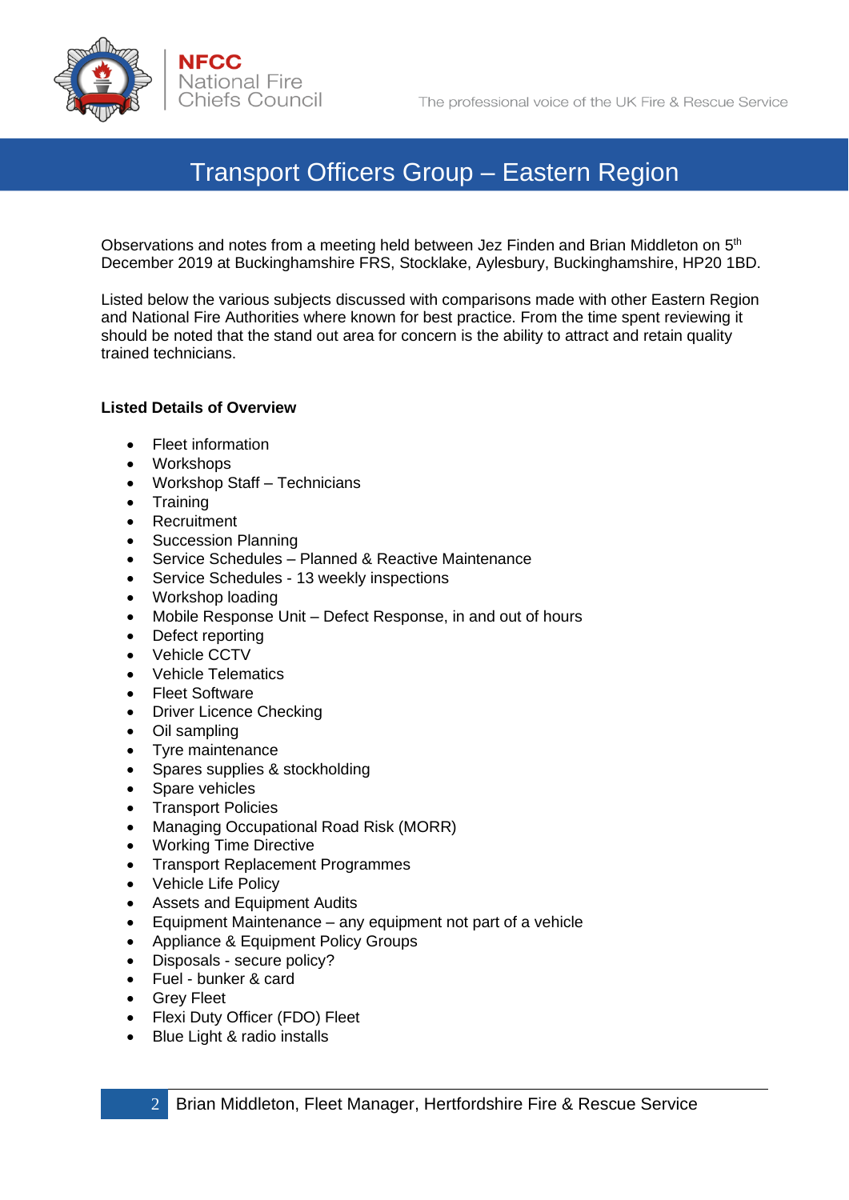# Transport Officers Group – Eastern Region

Observations and notes from a meeting held between Jez Finden and Brian Middleton on 5th December 2019 at Buckinghamshire FRS, Stocklake, Aylesbury, Buckinghamshire, HP20 1BD.

Listed below the various subjects discussed with comparisons made with other Eastern Region and National Fire Authorities where known for best practice. From the time spent reviewing it should be noted that the stand out area for concern is the ability to attract and retain quality trained technicians.

**Listed Details of Overview**

- Fleet information
- Workshops
- Workshop Staff – Technicians
- Training
- Recruitment
- Succession Planning
- Service Schedules – Planned & Reactive Maintenance
- Service Schedules - 13 weekly inspections
- Workshop loading
- Mobile Response Unit – Defect Response, in and out of hours
- Defect reporting
- Vehicle CCTV
- Vehicle Telematics
- Fleet Software
- Driver Licence Checking
- Oil sampling
- Tyre maintenance
- Spares supplies & stockholding
- Spare vehicles
- Transport Policies
- Managing Occupational Road Risk (MORR)
- Working Time Directive
- Transport Replacement Programmes
- Vehicle Life Policy
- Assets and Equipment Audits
- Equipment Maintenance – any equipment not part of a vehicle
- Appliance & Equipment Policy Groups
- Disposals - secure policy?
- Fuel - bunker & card
- Grey Fleet
- Flexi Duty Officer (FDO) Fleet
- Blue Light & radio installs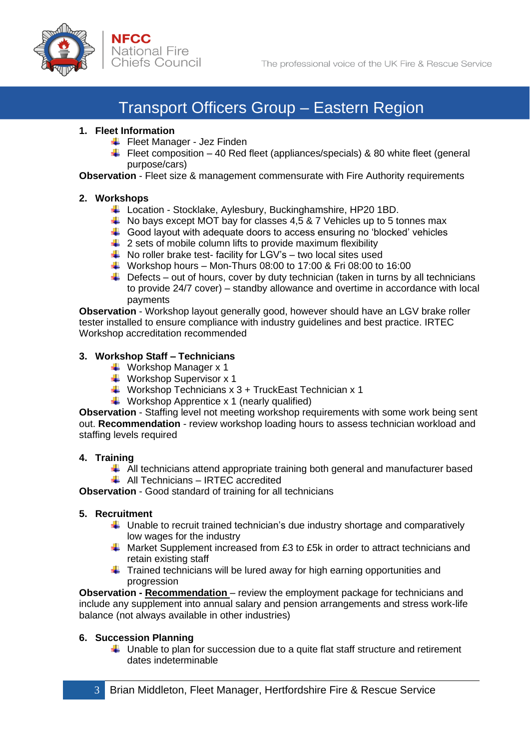# Transport Officers Group – Eastern Region

1. **Fleet Information**
    - Fleet Manager - Jez Finden
    - Fleet composition – 40 Red fleet (appliances/specials) & 80 white fleet (general purpose/cars)

**Observation** - Fleet size & management commensurate with Fire Authority requirements

2. **Workshops**
    - Location - Stocklake, Aylesbury, Buckinghamshire, HP20 1BD.
    - No bays except MOT bay for classes 4,5 & 7 Vehicles up to 5 tonnes max
    - Good layout with adequate doors to access ensuring no 'blocked' vehicles
    - 2 sets of mobile column lifts to provide maximum flexibility
    - No roller brake test- facility for LGV's – two local sites used
    - Workshop hours – Mon-Thurs 08:00 to 17:00 & Fri 08:00 to 16:00
    - Defects – out of hours, cover by duty technician (taken in turns by all technicians to provide 24/7 cover) – standby allowance and overtime in accordance with local payments

**Observation** - Workshop layout generally good, however should have an LGV brake roller tester installed to ensure compliance with industry guidelines and best practice. IRTEC Workshop accreditation recommended

3. **Workshop Staff – Technicians**
    - Workshop Manager x 1
    - Workshop Supervisor x 1
    - Workshop Technicians x 3 + TruckEast Technician x 1
    - Workshop Apprentice x 1 (nearly qualified)

**Observation** - Staffing level not meeting workshop requirements with some work being sent out. **Recommendation** - review workshop loading hours to assess technician workload and staffing levels required

4. **Training**
    - All technicians attend appropriate training both general and manufacturer based
    - All Technicians – IRTEC accredited

**Observation** - Good standard of training for all technicians

5. **Recruitment**
    - Unable to recruit trained technician's due industry shortage and comparatively low wages for the industry
    - Market Supplement increased from £3 to £5k in order to attract technicians and retain existing staff
    - Trained technicians will be lured away for high earning opportunities and progression

**Observation - <u>Recommendation</u>** – review the employment package for technicians and include any supplement into annual salary and pension arrangements and stress work-life balance (not always available in other industries)

6. **Succession Planning**
    - Unable to plan for succession due to a quite flat staff structure and retirement dates indeterminable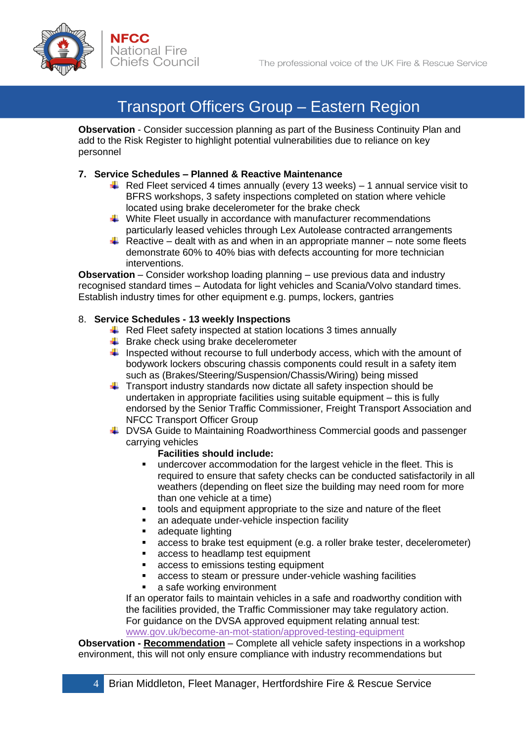# Transport Officers Group – Eastern Region

**Observation** - Consider succession planning as part of the Business Continuity Plan and add to the Risk Register to highlight potential vulnerabilities due to reliance on key personnel

## 7. Service Schedules – Planned & Reactive Maintenance

- Red Fleet serviced 4 times annually (every 13 weeks) – 1 annual service visit to BFRS workshops, 3 safety inspections completed on station where vehicle located using brake decelerometer for the brake check
- White Fleet usually in accordance with manufacturer recommendations particularly leased vehicles through Lex Autolease contracted arrangements
- Reactive – dealt with as and when in an appropriate manner – note some fleets demonstrate 60% to 40% bias with defects accounting for more technician interventions.

**Observation** – Consider workshop loading planning – use previous data and industry recognised standard times – Autodata for light vehicles and Scania/Volvo standard times. Establish industry times for other equipment e.g. pumps, lockers, gantries

## 8. Service Schedules - 13 weekly Inspections

- Red Fleet safety inspected at station locations 3 times annually
- Brake check using brake decelerometer
- Inspected without recourse to full underbody access, which with the amount of bodywork lockers obscuring chassis components could result in a safety item such as (Brakes/Steering/Suspension/Chassis/Wiring) being missed
- Transport industry standards now dictate all safety inspection should be undertaken in appropriate facilities using suitable equipment – this is fully endorsed by the Senior Traffic Commissioner, Freight Transport Association and NFCC Transport Officer Group
- DVSA Guide to Maintaining Roadworthiness Commercial goods and passenger carrying vehicles

  **Facilities should include:**
  - undercover accommodation for the largest vehicle in the fleet. This is required to ensure that safety checks can be conducted satisfactorily in all weathers (depending on fleet size the building may need room for more than one vehicle at a time)
  - tools and equipment appropriate to the size and nature of the fleet
  - an adequate under-vehicle inspection facility
  - adequate lighting
  - access to brake test equipment (e.g. a roller brake tester, decelerometer)
  - access to headlamp test equipment
  - access to emissions testing equipment
  - access to steam or pressure under-vehicle washing facilities
  - a safe working environment

  If an operator fails to maintain vehicles in a safe and roadworthy condition with the facilities provided, the Traffic Commissioner may take regulatory action. For guidance on the DVSA approved equipment relating annual test: [www.gov.uk/become-an-mot-station/approved-testing-equipment](www.gov.uk/become-an-mot-station/approved-testing-equipment)

**Observation - <u>Recommendation</u>** – Complete all vehicle safety inspections in a workshop environment, this will not only ensure compliance with industry recommendations but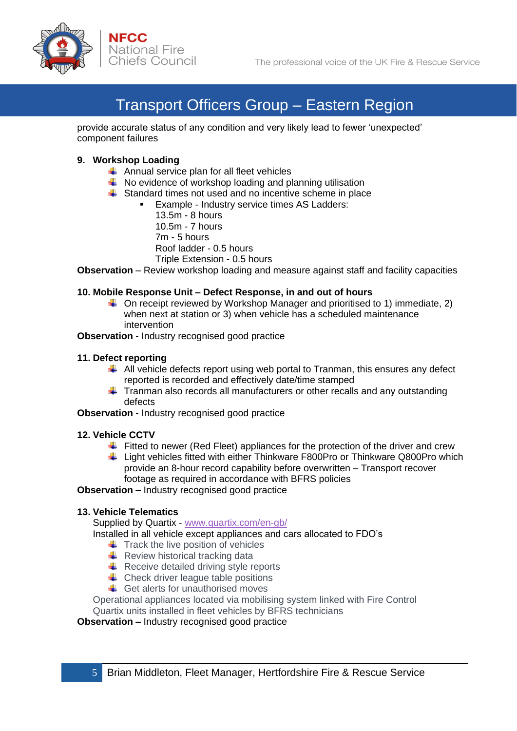provide accurate status of any condition and very likely lead to fewer 'unexpected' component failures

**9. Workshop Loading**

- Annual service plan for all fleet vehicles
- No evidence of workshop loading and planning utilisation
- Standard times not used and no incentive scheme in place
  - Example - Industry service times AS Ladders:
    13.5m - 8 hours
    10.5m - 7 hours
    7m - 5 hours
    Roof ladder - 0.5 hours
    Triple Extension - 0.5 hours

**Observation** – Review workshop loading and measure against staff and facility capacities

**10. Mobile Response Unit – Defect Response, in and out of hours**

- On receipt reviewed by Workshop Manager and prioritised to 1) immediate, 2) when next at station or 3) when vehicle has a scheduled maintenance intervention

**Observation** - Industry recognised good practice

**11. Defect reporting**

- All vehicle defects report using web portal to Tranman, this ensures any defect reported is recorded and effectively date/time stamped
- Tranman also records all manufacturers or other recalls and any outstanding defects

**Observation** - Industry recognised good practice

**12. Vehicle CCTV**

- Fitted to newer (Red Fleet) appliances for the protection of the driver and crew
- Light vehicles fitted with either Thinkware F800Pro or Thinkware Q800Pro which provide an 8-hour record capability before overwritten – Transport recover footage as required in accordance with BFRS policies

**Observation –** Industry recognised good practice

**13. Vehicle Telematics**

Supplied by Quartix - [www.quartix.com/en-gb/](www.quartix.com/en-gb/)
Installed in all vehicle except appliances and cars allocated to FDO's

- Track the live position of vehicles
- Review historical tracking data
- Receive detailed driving style reports
- Check driver league table positions
- Get alerts for unauthorised moves

Operational appliances located via mobilising system linked with Fire Control
Quartix units installed in fleet vehicles by BFRS technicians

**Observation –** Industry recognised good practice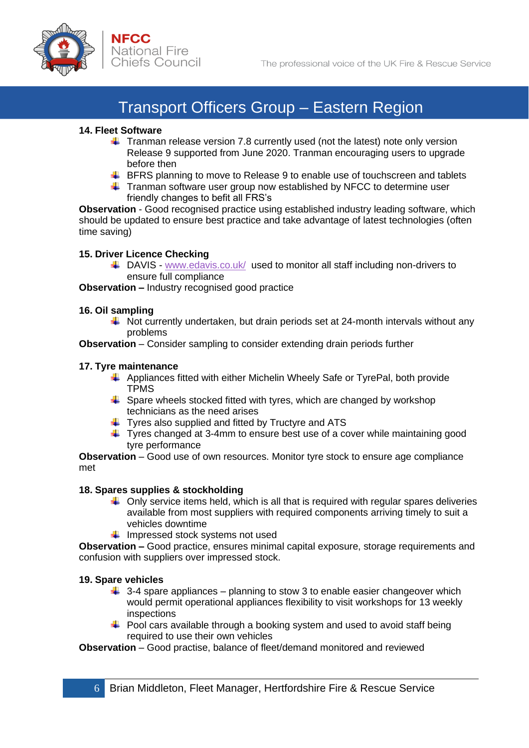**14. Fleet Software**

- Tranman release version 7.8 currently used (not the latest) note only version Release 9 supported from June 2020. Tranman encouraging users to upgrade before then
- BFRS planning to move to Release 9 to enable use of touchscreen and tablets
- Tranman software user group now established by NFCC to determine user friendly changes to befit all FRS's

**Observation** - Good recognised practice using established industry leading software, which should be updated to ensure best practice and take advantage of latest technologies (often time saving)

**15. Driver Licence Checking**

- DAVIS - www.edavis.co.uk/ used to monitor all staff including non-drivers to ensure full compliance

**Observation –** Industry recognised good practice

**16. Oil sampling**

- Not currently undertaken, but drain periods set at 24-month intervals without any problems

**Observation** – Consider sampling to consider extending drain periods further

**17. Tyre maintenance**

- Appliances fitted with either Michelin Wheely Safe or TyrePal, both provide TPMS
- Spare wheels stocked fitted with tyres, which are changed by workshop technicians as the need arises
- Tyres also supplied and fitted by Tructyre and ATS
- Tyres changed at 3-4mm to ensure best use of a cover while maintaining good tyre performance

**Observation** – Good use of own resources. Monitor tyre stock to ensure age compliance met

**18. Spares supplies & stockholding**

- Only service items held, which is all that is required with regular spares deliveries available from most suppliers with required components arriving timely to suit a vehicles downtime
- Impressed stock systems not used

**Observation –** Good practice, ensures minimal capital exposure, storage requirements and confusion with suppliers over impressed stock.

**19. Spare vehicles**

- 3-4 spare appliances – planning to stow 3 to enable easier changeover which would permit operational appliances flexibility to visit workshops for 13 weekly inspections
- Pool cars available through a booking system and used to avoid staff being required to use their own vehicles

**Observation** – Good practise, balance of fleet/demand monitored and reviewed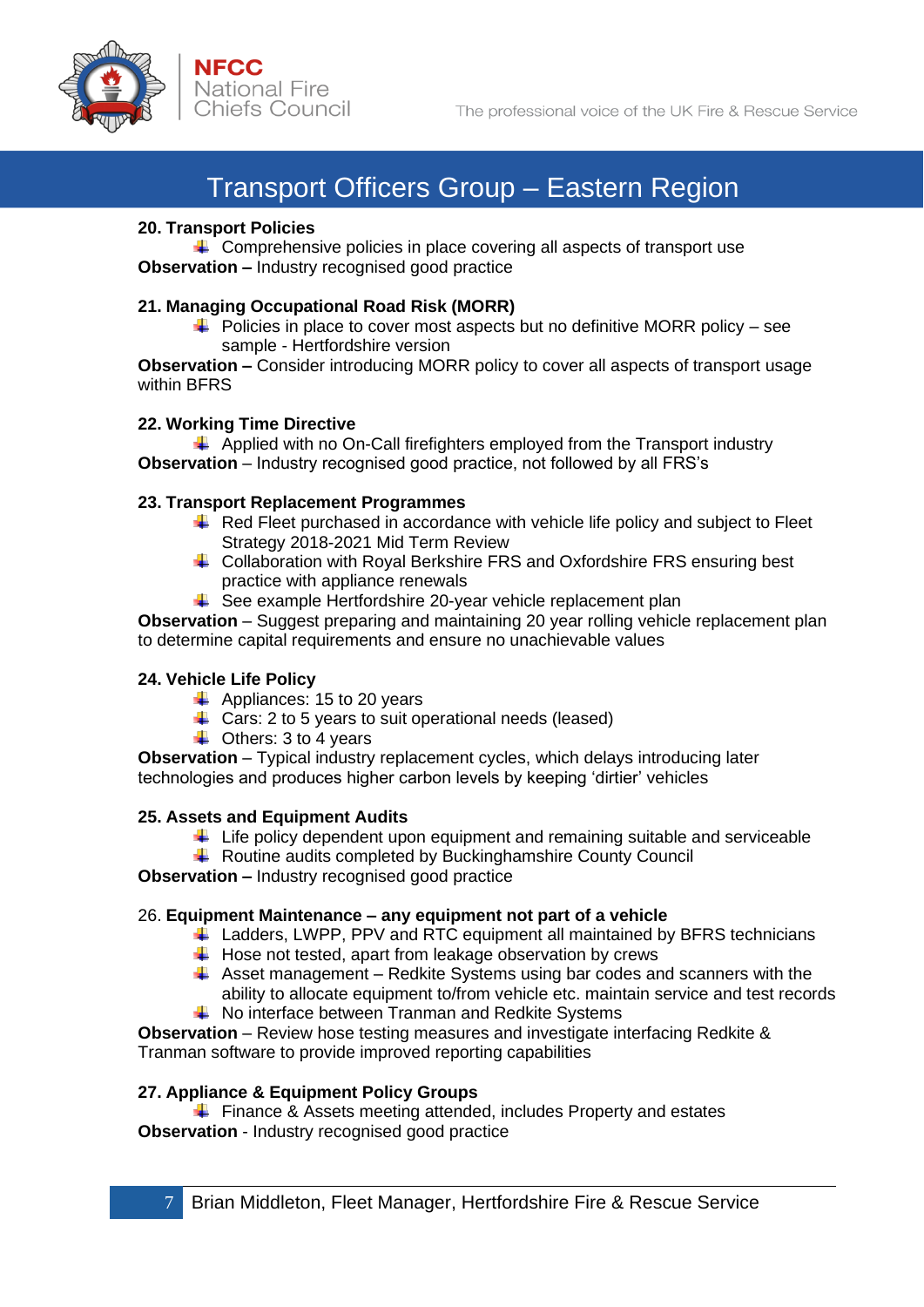## Transport Officers Group – Eastern Region

**20. Transport Policies**

- Comprehensive policies in place covering all aspects of transport use

**Observation –** Industry recognised good practice

**21. Managing Occupational Road Risk (MORR)**

- Policies in place to cover most aspects but no definitive MORR policy – see sample - Hertfordshire version

**Observation –** Consider introducing MORR policy to cover all aspects of transport usage within BFRS

**22. Working Time Directive**

- Applied with no On-Call firefighters employed from the Transport industry

**Observation** – Industry recognised good practice, not followed by all FRS's

**23. Transport Replacement Programmes**

- Red Fleet purchased in accordance with vehicle life policy and subject to Fleet Strategy 2018-2021 Mid Term Review
- Collaboration with Royal Berkshire FRS and Oxfordshire FRS ensuring best practice with appliance renewals
- See example Hertfordshire 20-year vehicle replacement plan

**Observation** – Suggest preparing and maintaining 20 year rolling vehicle replacement plan to determine capital requirements and ensure no unachievable values

**24. Vehicle Life Policy**

- Appliances: 15 to 20 years
- Cars: 2 to 5 years to suit operational needs (leased)
- Others: 3 to 4 years

**Observation** – Typical industry replacement cycles, which delays introducing later technologies and produces higher carbon levels by keeping 'dirtier' vehicles

**25. Assets and Equipment Audits**

- Life policy dependent upon equipment and remaining suitable and serviceable
- Routine audits completed by Buckinghamshire County Council

**Observation –** Industry recognised good practice

26. **Equipment Maintenance – any equipment not part of a vehicle**

- Ladders, LWPP, PPV and RTC equipment all maintained by BFRS technicians
- Hose not tested, apart from leakage observation by crews
- Asset management – Redkite Systems using bar codes and scanners with the ability to allocate equipment to/from vehicle etc. maintain service and test records
- No interface between Tranman and Redkite Systems

**Observation** – Review hose testing measures and investigate interfacing Redkite & Tranman software to provide improved reporting capabilities

**27. Appliance & Equipment Policy Groups**

- Finance & Assets meeting attended, includes Property and estates

**Observation** - Industry recognised good practice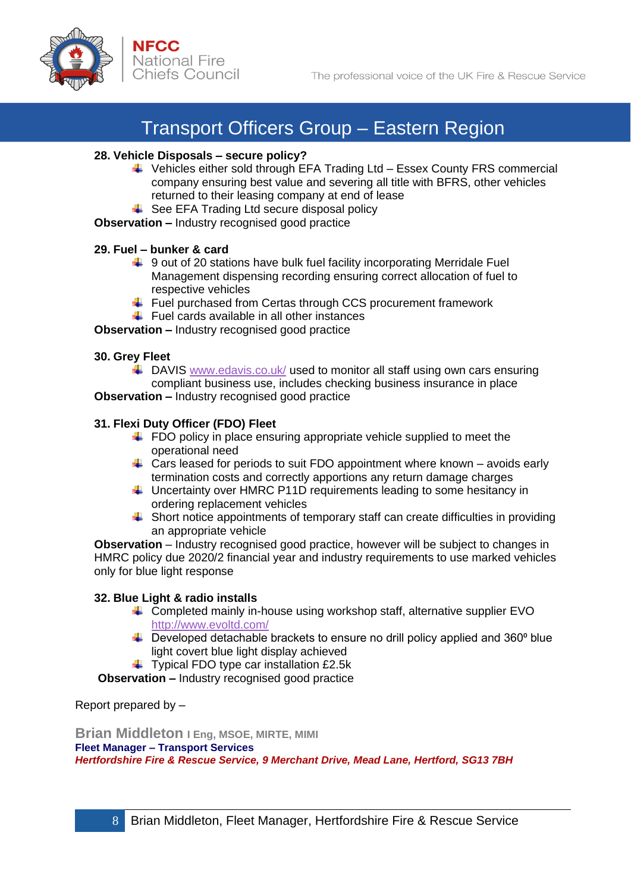## Transport Officers Group – Eastern Region

**28. Vehicle Disposals – secure policy?**

- Vehicles either sold through EFA Trading Ltd – Essex County FRS commercial company ensuring best value and severing all title with BFRS, other vehicles returned to their leasing company at end of lease
- See EFA Trading Ltd secure disposal policy

**Observation –** Industry recognised good practice

**29. Fuel – bunker & card**

- 9 out of 20 stations have bulk fuel facility incorporating Merridale Fuel Management dispensing recording ensuring correct allocation of fuel to respective vehicles
- Fuel purchased from Certas through CCS procurement framework
- Fuel cards available in all other instances

**Observation –** Industry recognised good practice

**30. Grey Fleet**

- DAVIS www.edavis.co.uk/ used to monitor all staff using own cars ensuring compliant business use, includes checking business insurance in place

**Observation –** Industry recognised good practice

**31. Flexi Duty Officer (FDO) Fleet**

- FDO policy in place ensuring appropriate vehicle supplied to meet the operational need
- Cars leased for periods to suit FDO appointment where known – avoids early termination costs and correctly apportions any return damage charges
- Uncertainty over HMRC P11D requirements leading to some hesitancy in ordering replacement vehicles
- Short notice appointments of temporary staff can create difficulties in providing an appropriate vehicle

**Observation** – Industry recognised good practice, however will be subject to changes in HMRC policy due 2020/2 financial year and industry requirements to use marked vehicles only for blue light response

**32. Blue Light & radio installs**

- Completed mainly in-house using workshop staff, alternative supplier EVO http://www.evoltd.com/
- Developed detachable brackets to ensure no drill policy applied and 360º blue light covert blue light display achieved
- Typical FDO type car installation £2.5k

**Observation –** Industry recognised good practice

Report prepared by –

**Brian Middleton** I Eng, MSOE, MIRTE, MIMI
**Fleet Manager – Transport Services**
***Hertfordshire Fire & Rescue Service, 9 Merchant Drive, Mead Lane, Hertford, SG13 7BH***